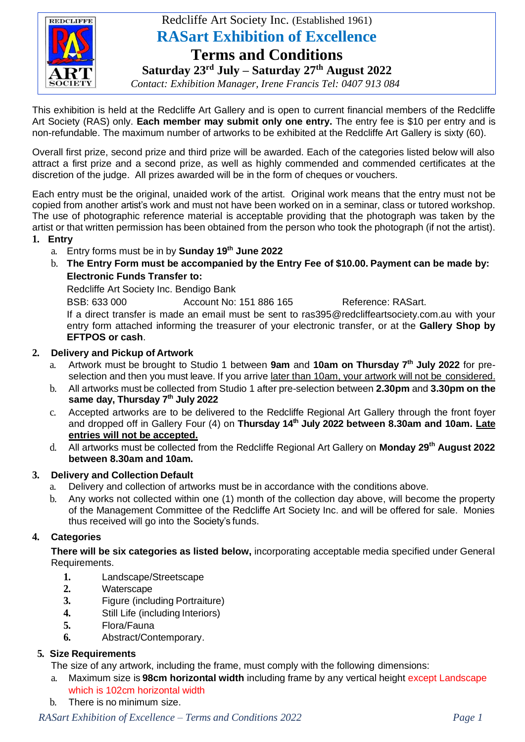Redcliffe Art Society Inc. (Established 1961)

# RASart Exhibition of Excellence

# Terms and Conditions

## Saturday 23rd July – Saturday 27th August 2022

*Contact: Exhibition Manager, Irene Francis Tel: 0407 913 084*

This exhibition is held at the Redcliffe Art Gallery and is open to current financial members of the Redcliffe Art Society (RAS) only. **Each member may submit only one entry.** The entry fee is $10 per entry and is non-refundable. The maximum number of artworks to be exhibited at the Redcliffe Art Gallery is sixty (60).

Overall first prize, second prize and third prize will be awarded. Each of the categories listed below will also attract a first prize and a second prize, as well as highly commended and commended certificates at the discretion of the judge. All prizes awarded will be in the form of cheques or vouchers.

Each entry must be the original, unaided work of the artist. Original work means that the entry must not be copied from another artist's work and must not have been worked on in a seminar, class or tutored workshop. The use of photographic reference material is acceptable providing that the photograph was taken by the artist or that written permission has been obtained from the person who took the photograph (if not the artist).

1. **Entry**
   a. Entry forms must be in by **Sunday 19th June 2022**
   b. **The Entry Form must be accompanied by the Entry Fee of $10.00. Payment can be made by: Electronic Funds Transfer to:**
      Redcliffe Art Society Inc. Bendigo Bank
      BSB: 633 000 Account No: 151 886 165 Reference: RASart.
      If a direct transfer is made an email must be sent to ras395@redcliffeartsociety.com.au with your entry form attached informing the treasurer of your electronic transfer, or at the **Gallery Shop by EFTPOS or cash**.

2. **Delivery and Pickup of Artwork**
   a. Artwork must be brought to Studio 1 between **9am** and **10am on Thursday 7th July 2022** for pre-selection and then you must leave. If you arrive later than 10am, your artwork will not be considered.
   b. All artworks must be collected from Studio 1 after pre-selection between **2.30pm** and **3.30pm on the same day, Thursday 7th July 2022**
   c. Accepted artworks are to be delivered to the Redcliffe Regional Art Gallery through the front foyer and dropped off in Gallery Four (4) on **Thursday 14th July 2022 between 8.30am and 10am. Late entries will not be accepted.**
   d. All artworks must be collected from the Redcliffe Regional Art Gallery on **Monday 29th August 2022 between 8.30am and 10am.**

3. **Delivery and Collection Default**
   a. Delivery and collection of artworks must be in accordance with the conditions above.
   b. Any works not collected within one (1) month of the collection day above, will become the property of the Management Committee of the Redcliffe Art Society Inc. and will be offered for sale. Monies thus received will go into the Society's funds.

4. **Categories**

   **There will be six categories as listed below,** incorporating acceptable media specified under General Requirements.

   1. Landscape/Streetscape
   2. Waterscape
   3. Figure (including Portraiture)
   4. Still Life (including Interiors)
   5. Flora/Fauna
   6. Abstract/Contemporary.

5. **Size Requirements**

   The size of any artwork, including the frame, must comply with the following dimensions:
   a. Maximum size is **98cm horizontal width** including frame by any vertical height except Landscape which is 102cm horizontal width
   b. There is no minimum size.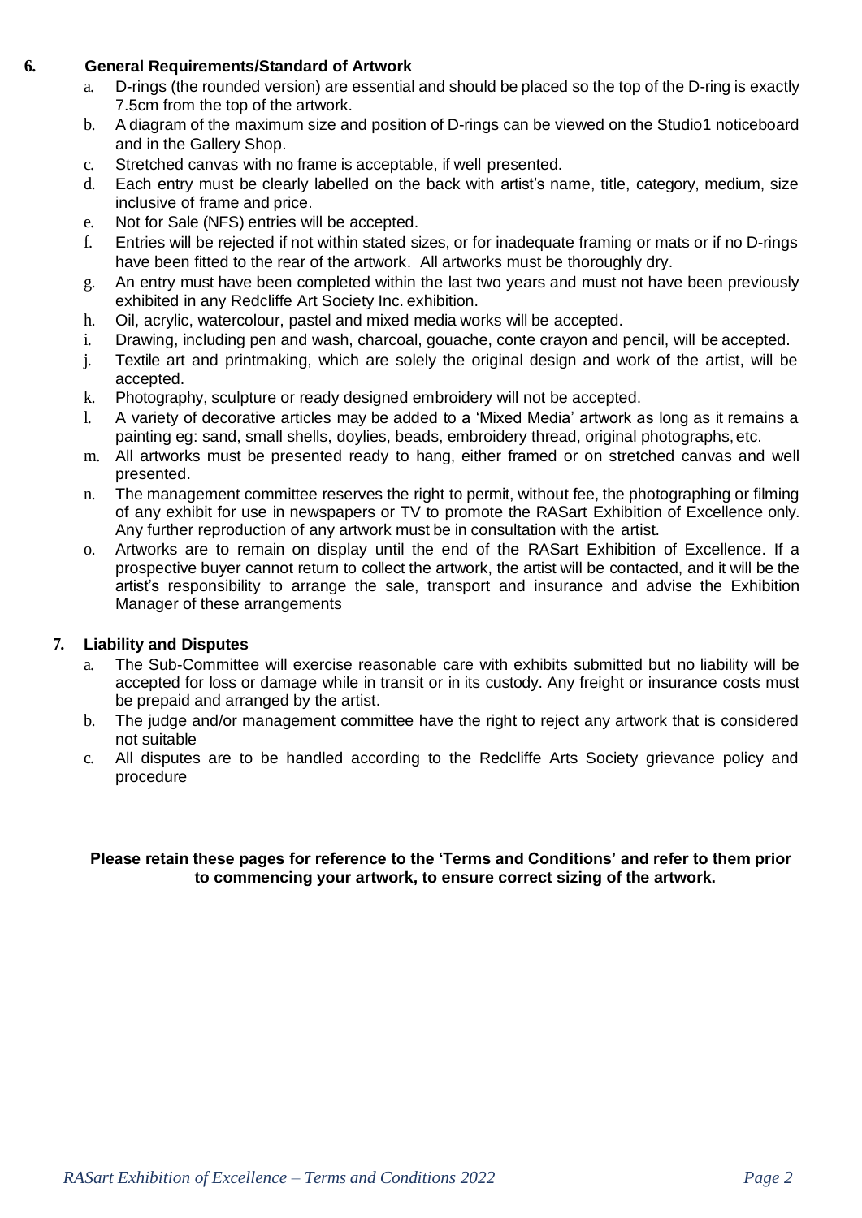## 6. General Requirements/Standard of Artwork

a. D-rings (the rounded version) are essential and should be placed so the top of the D-ring is exactly 7.5cm from the top of the artwork.
b. A diagram of the maximum size and position of D-rings can be viewed on the Studio1 noticeboard and in the Gallery Shop.
c. Stretched canvas with no frame is acceptable, if well presented.
d. Each entry must be clearly labelled on the back with artist's name, title, category, medium, size inclusive of frame and price.
e. Not for Sale (NFS) entries will be accepted.
f. Entries will be rejected if not within stated sizes, or for inadequate framing or mats or if no D-rings have been fitted to the rear of the artwork. All artworks must be thoroughly dry.
g. An entry must have been completed within the last two years and must not have been previously exhibited in any Redcliffe Art Society Inc. exhibition.
h. Oil, acrylic, watercolour, pastel and mixed media works will be accepted.
i. Drawing, including pen and wash, charcoal, gouache, conte crayon and pencil, will be accepted.
j. Textile art and printmaking, which are solely the original design and work of the artist, will be accepted.
k. Photography, sculpture or ready designed embroidery will not be accepted.
l. A variety of decorative articles may be added to a 'Mixed Media' artwork as long as it remains a painting eg: sand, small shells, doylies, beads, embroidery thread, original photographs, etc.
m. All artworks must be presented ready to hang, either framed or on stretched canvas and well presented.
n. The management committee reserves the right to permit, without fee, the photographing or filming of any exhibit for use in newspapers or TV to promote the RASart Exhibition of Excellence only. Any further reproduction of any artwork must be in consultation with the artist.
o. Artworks are to remain on display until the end of the RASart Exhibition of Excellence. If a prospective buyer cannot return to collect the artwork, the artist will be contacted, and it will be the artist's responsibility to arrange the sale, transport and insurance and advise the Exhibition Manager of these arrangements

## 7. Liability and Disputes

a. The Sub-Committee will exercise reasonable care with exhibits submitted but no liability will be accepted for loss or damage while in transit or in its custody. Any freight or insurance costs must be prepaid and arranged by the artist.
b. The judge and/or management committee have the right to reject any artwork that is considered not suitable
c. All disputes are to be handled according to the Redcliffe Arts Society grievance policy and procedure

**Please retain these pages for reference to the 'Terms and Conditions' and refer to them prior to commencing your artwork, to ensure correct sizing of the artwork.**